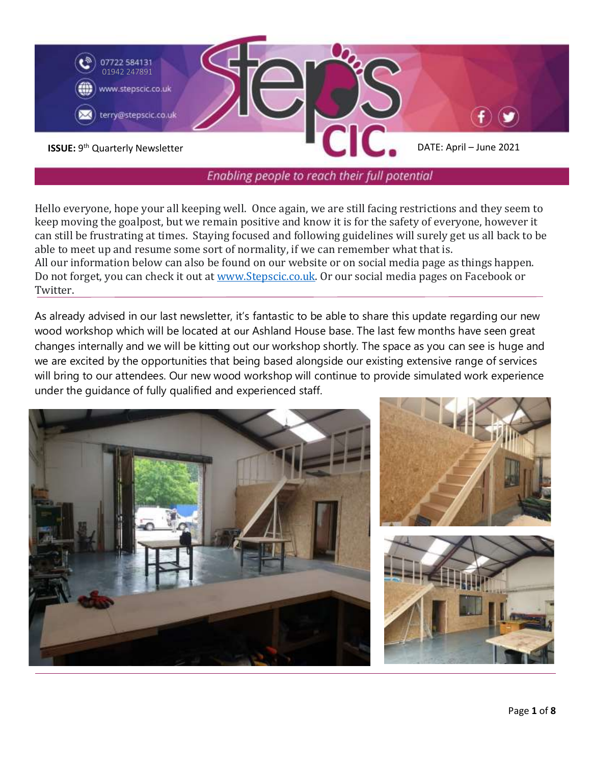07722 584131
01942 247891
www.stepscic.co.uk
terry@stepscic.co.uk

# Steps CIC

**ISSUE:** 9th Quarterly Newsletter

DATE: April – June 2021

*Enabling people to reach their full potential*

Hello everyone, hope your all keeping well. Once again, we are still facing restrictions and they seem to keep moving the goalpost, but we remain positive and know it is for the safety of everyone, however it can still be frustrating at times. Staying focused and following guidelines will surely get us all back to be able to meet up and resume some sort of normality, if we can remember what that is.
All our information below can also be found on our website or on social media page as things happen. Do not forget, you can check it out at www.Stepscic.co.uk. Or our social media pages on Facebook or Twitter.

---

As already advised in our last newsletter, it's fantastic to be able to share this update regarding our new wood workshop which will be located at our Ashland House base. The last few months have seen great changes internally and we will be kitting out our workshop shortly. The space as you can see is huge and we are excited by the opportunities that being based alongside our existing extensive range of services will bring to our attendees. Our new wood workshop will continue to provide simulated work experience under the guidance of fully qualified and experienced staff.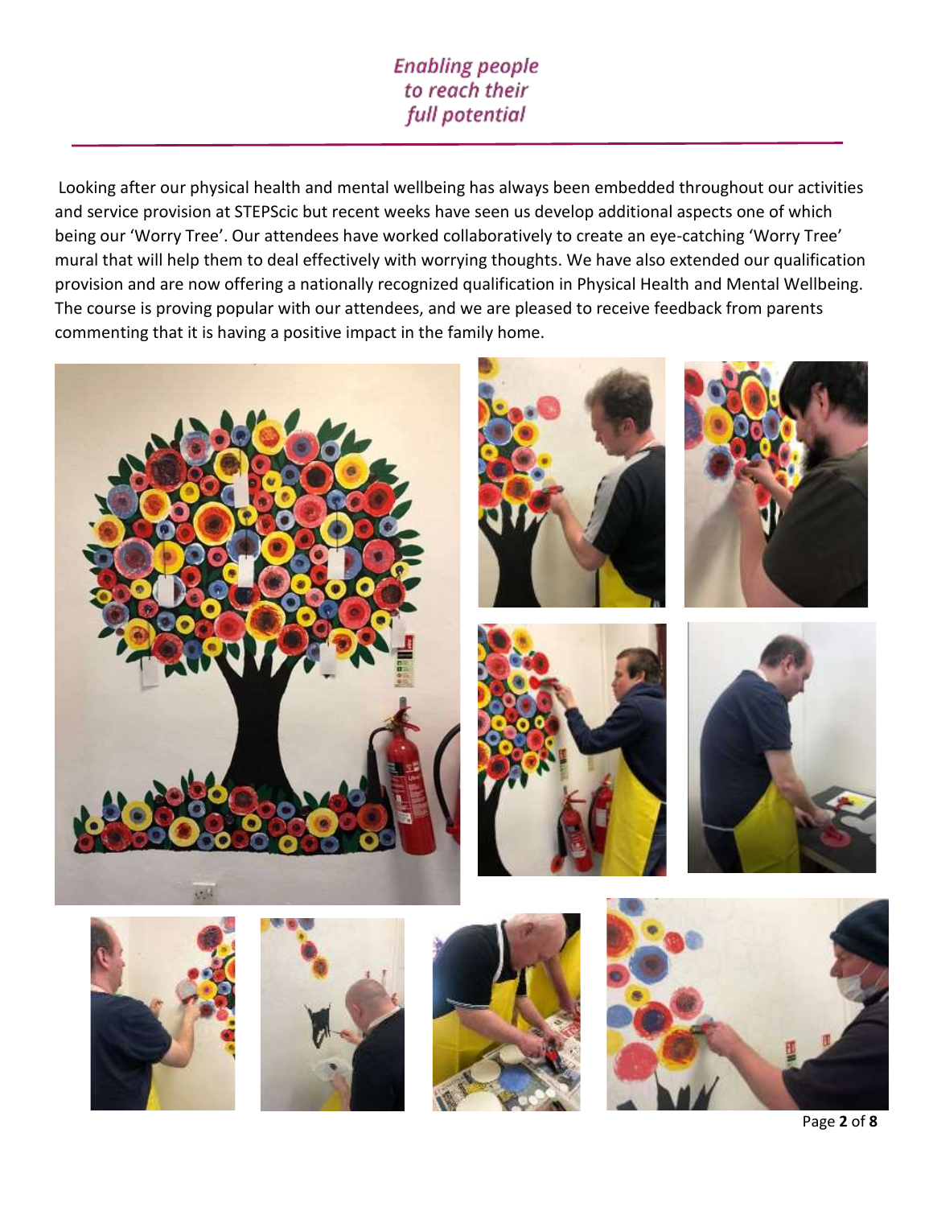Looking after our physical health and mental wellbeing has always been embedded throughout our activities and service provision at STEPScic but recent weeks have seen us develop additional aspects one of which being our 'Worry Tree'. Our attendees have worked collaboratively to create an eye-catching 'Worry Tree' mural that will help them to deal effectively with worrying thoughts. We have also extended our qualification provision and are now offering a nationally recognized qualification in Physical Health and Mental Wellbeing. The course is proving popular with our attendees, and we are pleased to receive feedback from parents commenting that it is having a positive impact in the family home.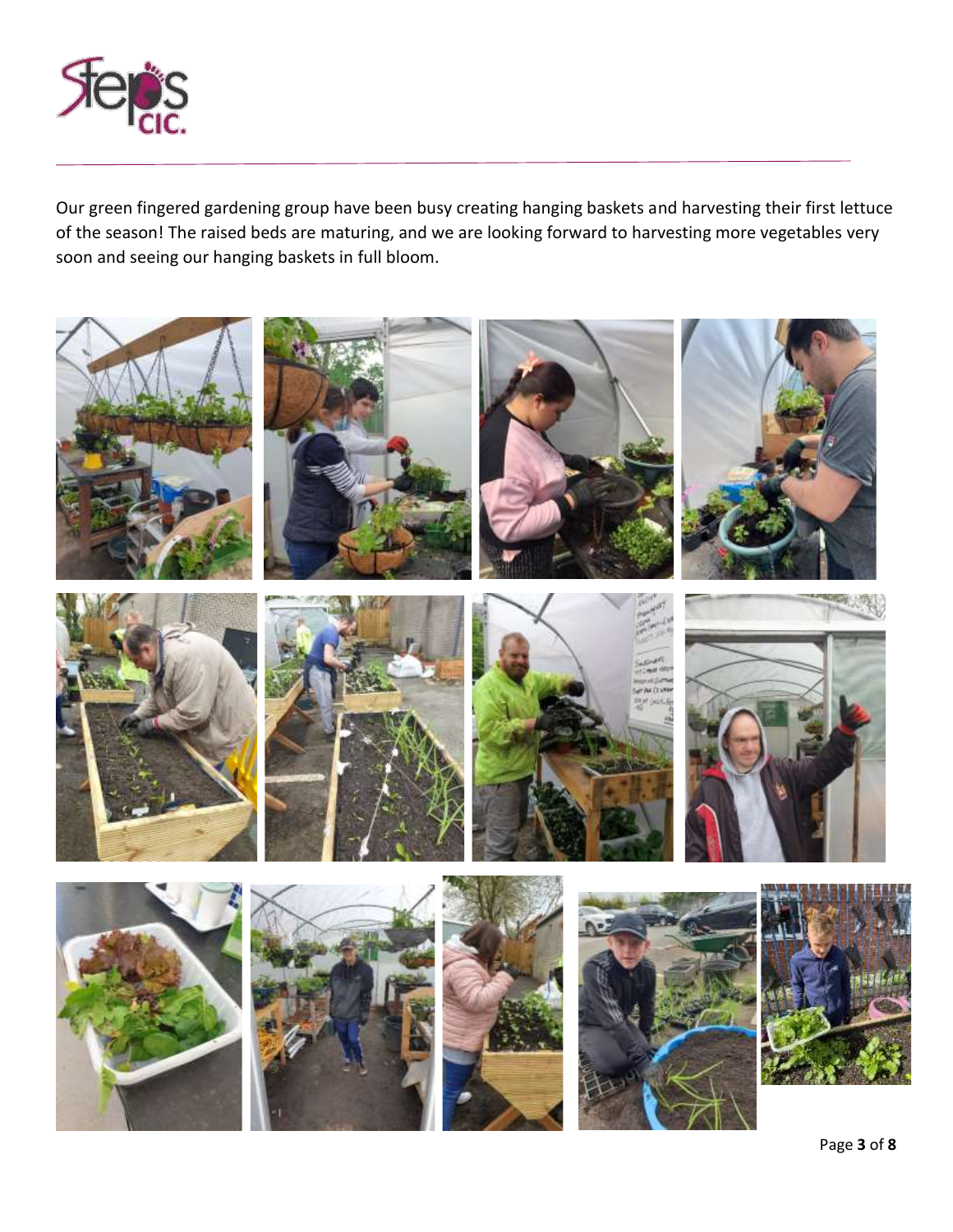Our green fingered gardening group have been busy creating hanging baskets and harvesting their first lettuce of the season! The raised beds are maturing, and we are looking forward to harvesting more vegetables very soon and seeing our hanging baskets in full bloom.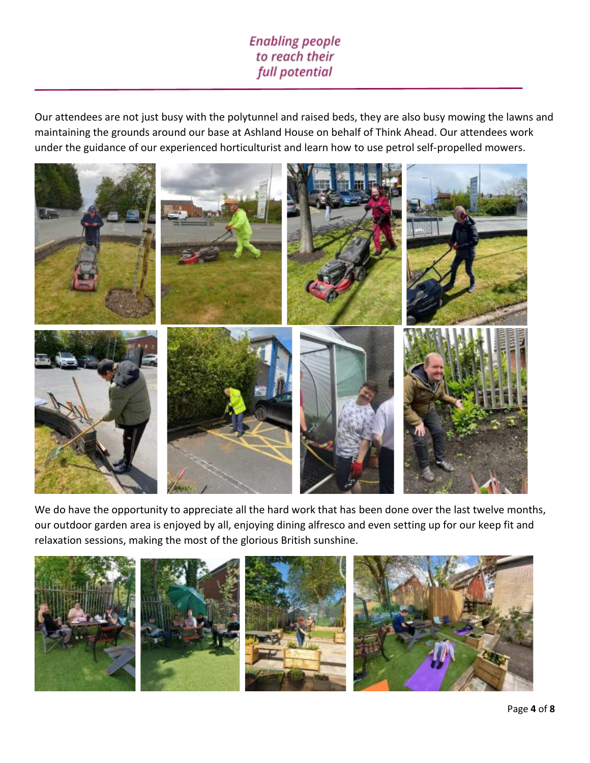Our attendees are not just busy with the polytunnel and raised beds, they are also busy mowing the lawns and maintaining the grounds around our base at Ashland House on behalf of Think Ahead. Our attendees work under the guidance of our experienced horticulturist and learn how to use petrol self-propelled mowers.

We do have the opportunity to appreciate all the hard work that has been done over the last twelve months, our outdoor garden area is enjoyed by all, enjoying dining alfresco and even setting up for our keep fit and relaxation sessions, making the most of the glorious British sunshine.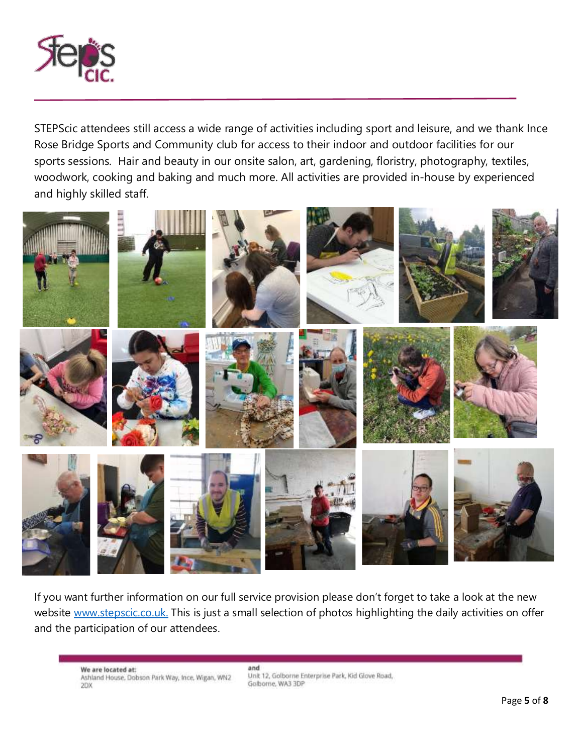STEPScic attendees still access a wide range of activities including sport and leisure, and we thank Ince Rose Bridge Sports and Community club for access to their indoor and outdoor facilities for our sports sessions. Hair and beauty in our onsite salon, art, gardening, floristry, photography, textiles, woodwork, cooking and baking and much more. All activities are provided in-house by experienced and highly skilled staff.

If you want further information on our full service provision please don't forget to take a look at the new website [www.stepscic.co.uk.](http://www.stepscic.co.uk) This is just a small selection of photos highlighting the daily activities on offer and the participation of our attendees.

**We are located at:**
Ashland House, Dobson Park Way, Ince, Wigan, WN2 2DX

**and**
Unit 12, Golborne Enterprise Park, Kid Glove Road, Golborne, WA3 3DP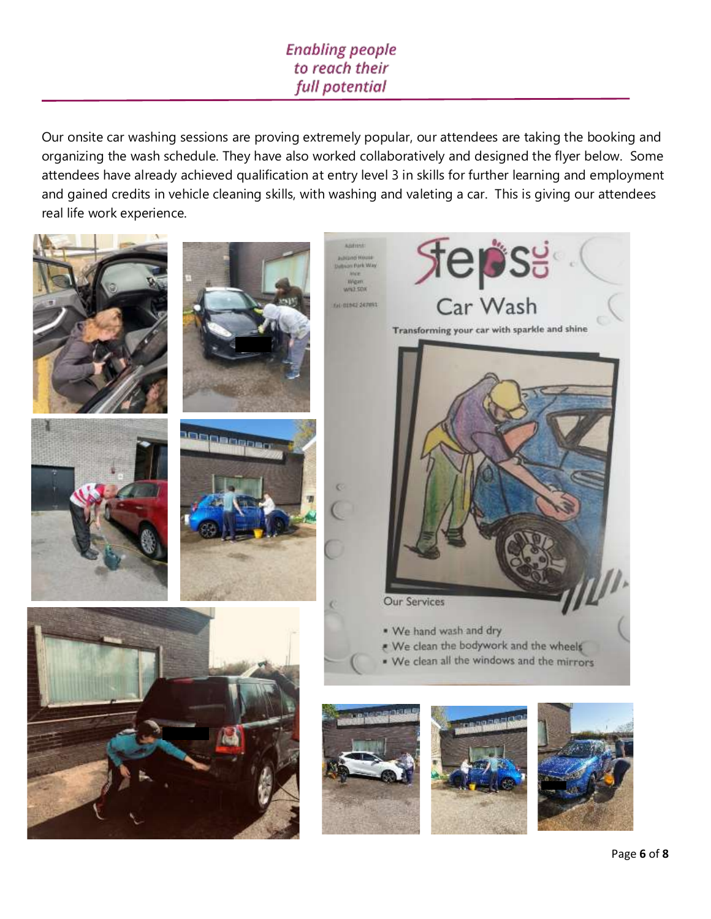Our onsite car washing sessions are proving extremely popular, our attendees are taking the booking and organizing the wash schedule. They have also worked collaboratively and designed the flyer below. Some attendees have already achieved qualification at entry level 3 in skills for further learning and employment and gained credits in vehicle cleaning skills, with washing and valeting a car. This is giving our attendees real life work experience.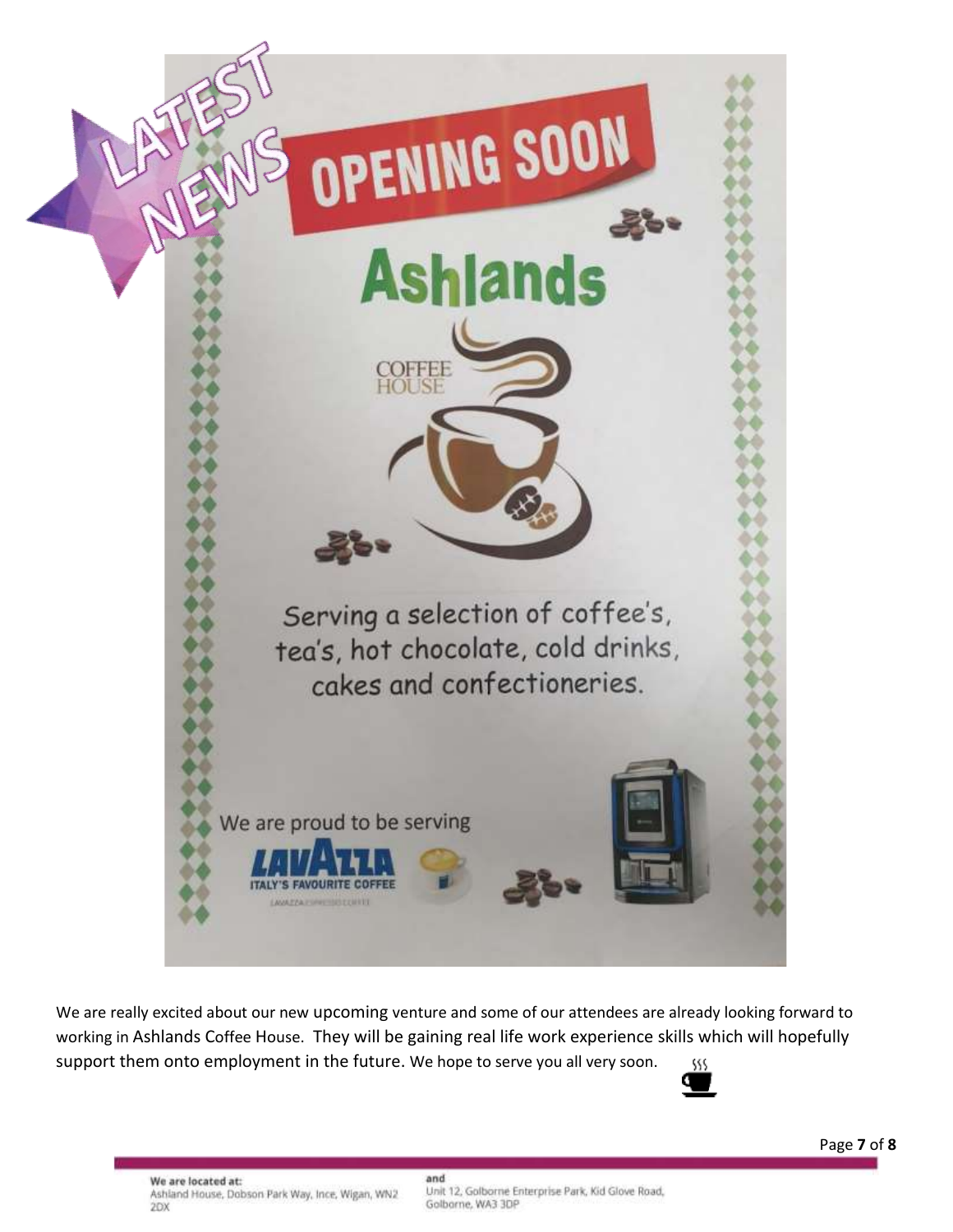LATEST NEWS

# OPENING SOON

## Ashlands

COFFEE HOUSE

Serving a selection of coffee's, tea's, hot chocolate, cold drinks, cakes and confectioneries.

We are proud to be serving

LAVAZZA

ITALY'S FAVOURITE COFFEE

We are really excited about our new upcoming venture and some of our attendees are already looking forward to working in Ashlands Coffee House. They will be gaining real life work experience skills which will hopefully support them onto employment in the future. We hope to serve you all very soon.

We are located at:
Ashland House, Dobson Park Way, Ince, Wigan, WN2 2DX

and
Unit 12, Golborne Enterprise Park, Kid Glove Road, Golborne, WA3 3DP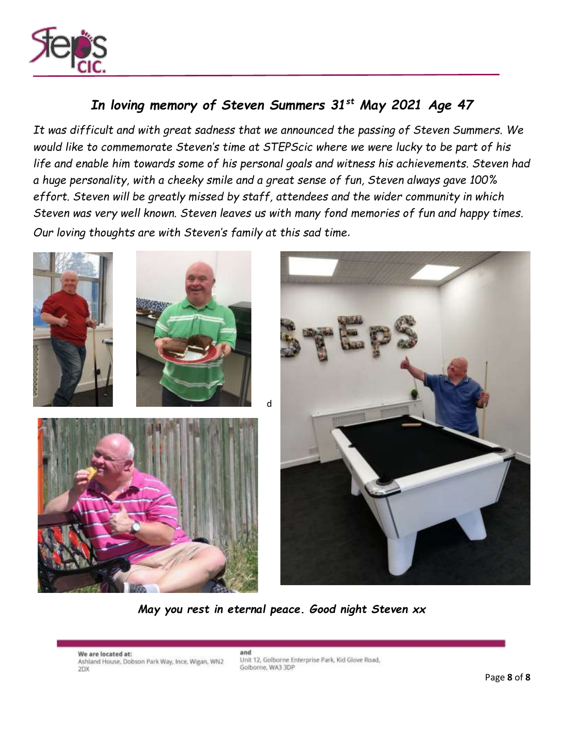## *In loving memory of Steven Summers 31st May 2021 Age 47*

*It was difficult and with great sadness that we announced the passing of Steven Summers. We would like to commemorate Steven's time at STEPScic where we were lucky to be part of his life and enable him towards some of his personal goals and witness his achievements. Steven had a huge personality, with a cheeky smile and a great sense of fun, Steven always gave 100% effort. Steven will be greatly missed by staff, attendees and the wider community in which Steven was very well known. Steven leaves us with many fond memories of fun and happy times. Our loving thoughts are with Steven's family at this sad time.*

d

***May you rest in eternal peace. Good night Steven xx***

We are located at:
Ashland House, Dobson Park Way, Ince, Wigan, WN2 2DX

and
Unit 12, Golborne Enterprise Park, Kid Glove Road, Golborne, WA3 3DP